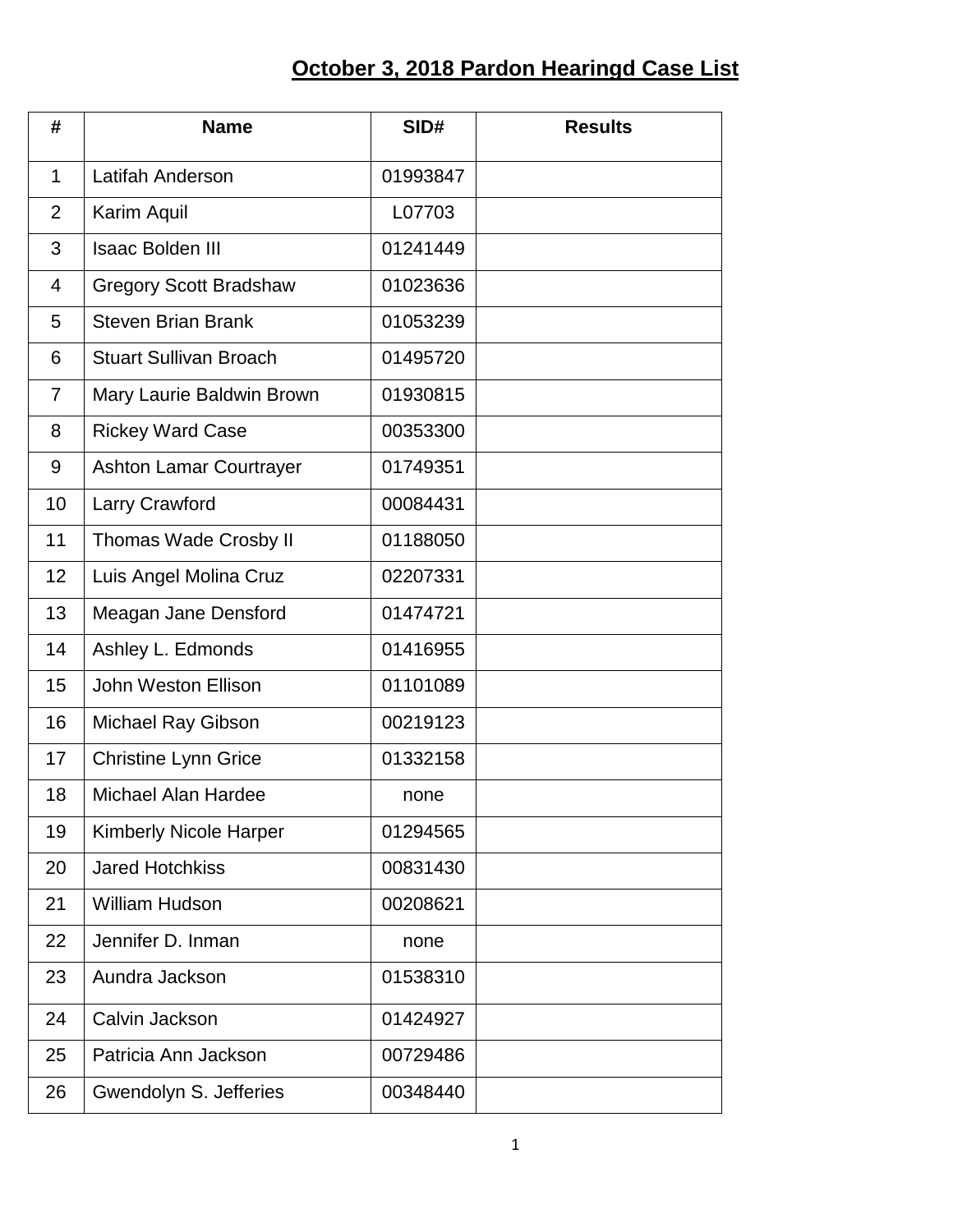# October 3, 2018 Pardon Hearingd Case List

| # | Name | SID# | Results |
|---|---|---|---|
| 1 | Latifah Anderson | 01993847 | |
| 2 | Karim Aquil | L07703 | |
| 3 | Isaac Bolden III | 01241449 | |
| 4 | Gregory Scott Bradshaw | 01023636 | |
| 5 | Steven Brian Brank | 01053239 | |
| 6 | Stuart Sullivan Broach | 01495720 | |
| 7 | Mary Laurie Baldwin Brown | 01930815 | |
| 8 | Rickey Ward Case | 00353300 | |
| 9 | Ashton Lamar Courtrayer | 01749351 | |
| 10 | Larry Crawford | 00084431 | |
| 11 | Thomas Wade Crosby II | 01188050 | |
| 12 | Luis Angel Molina Cruz | 02207331 | |
| 13 | Meagan Jane Densford | 01474721 | |
| 14 | Ashley L. Edmonds | 01416955 | |
| 15 | John Weston Ellison | 01101089 | |
| 16 | Michael Ray Gibson | 00219123 | |
| 17 | Christine Lynn Grice | 01332158 | |
| 18 | Michael Alan Hardee | none | |
| 19 | Kimberly Nicole Harper | 01294565 | |
| 20 | Jared Hotchkiss | 00831430 | |
| 21 | William Hudson | 00208621 | |
| 22 | Jennifer D. Inman | none | |
| 23 | Aundra Jackson | 01538310 | |
| 24 | Calvin Jackson | 01424927 | |
| 25 | Patricia Ann Jackson | 00729486 | |
| 26 | Gwendolyn S. Jefferies | 00348440 | |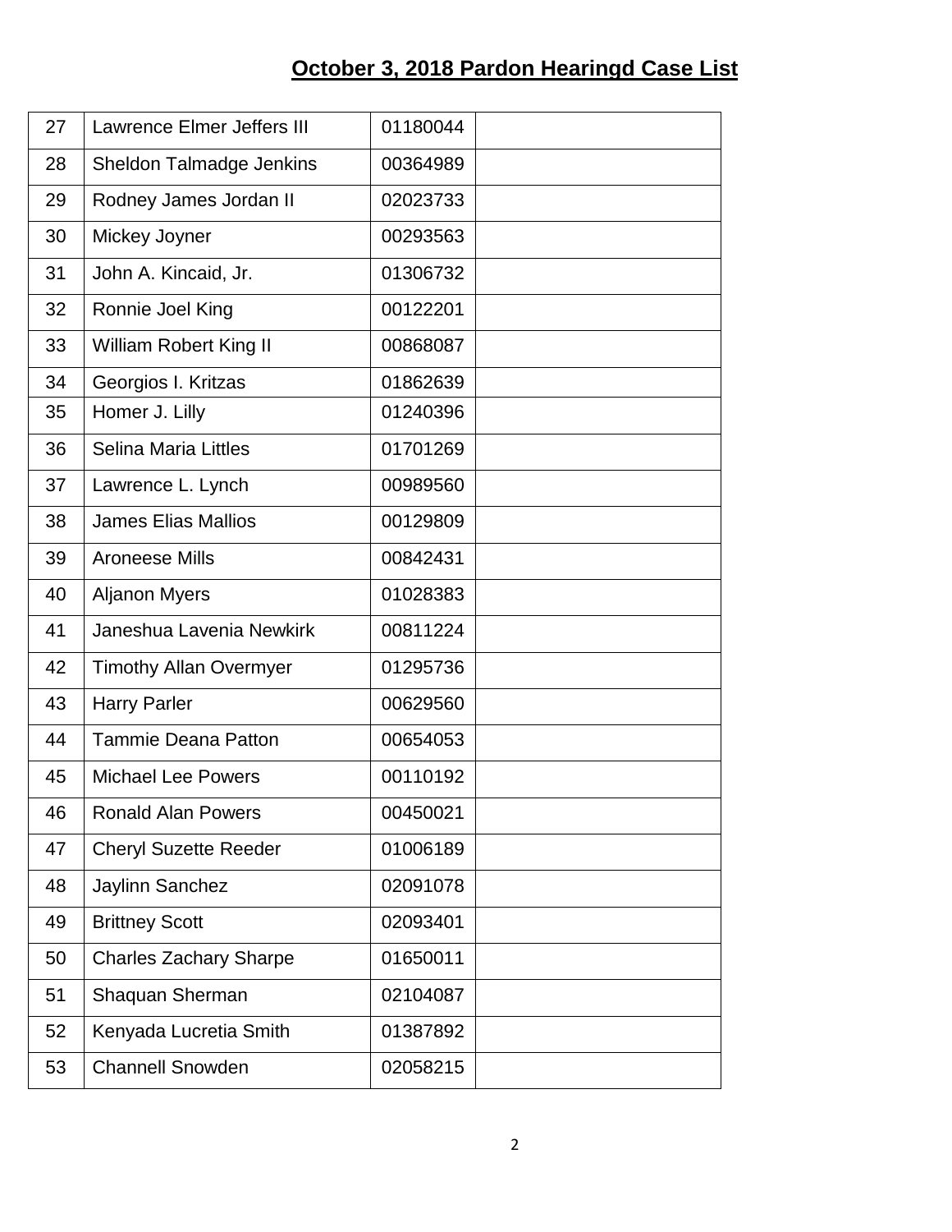## October 3, 2018 Pardon Hearingd Case List

| | | | |
|---|---|---|---|
| 27 | Lawrence Elmer Jeffers III | 01180044 | |
| 28 | Sheldon Talmadge Jenkins | 00364989 | |
| 29 | Rodney James Jordan II | 02023733 | |
| 30 | Mickey Joyner | 00293563 | |
| 31 | John A. Kincaid, Jr. | 01306732 | |
| 32 | Ronnie Joel King | 00122201 | |
| 33 | William Robert King II | 00868087 | |
| 34 | Georgios I. Kritzas | 01862639 | |
| 35 | Homer J. Lilly | 01240396 | |
| 36 | Selina Maria Littles | 01701269 | |
| 37 | Lawrence L. Lynch | 00989560 | |
| 38 | James Elias Mallios | 00129809 | |
| 39 | Aroneese Mills | 00842431 | |
| 40 | Aljanon Myers | 01028383 | |
| 41 | Janeshua Lavenia Newkirk | 00811224 | |
| 42 | Timothy Allan Overmyer | 01295736 | |
| 43 | Harry Parler | 00629560 | |
| 44 | Tammie Deana Patton | 00654053 | |
| 45 | Michael Lee Powers | 00110192 | |
| 46 | Ronald Alan Powers | 00450021 | |
| 47 | Cheryl Suzette Reeder | 01006189 | |
| 48 | Jaylinn Sanchez | 02091078 | |
| 49 | Brittney Scott | 02093401 | |
| 50 | Charles Zachary Sharpe | 01650011 | |
| 51 | Shaquan Sherman | 02104087 | |
| 52 | Kenyada Lucretia Smith | 01387892 | |
| 53 | Channell Snowden | 02058215 | |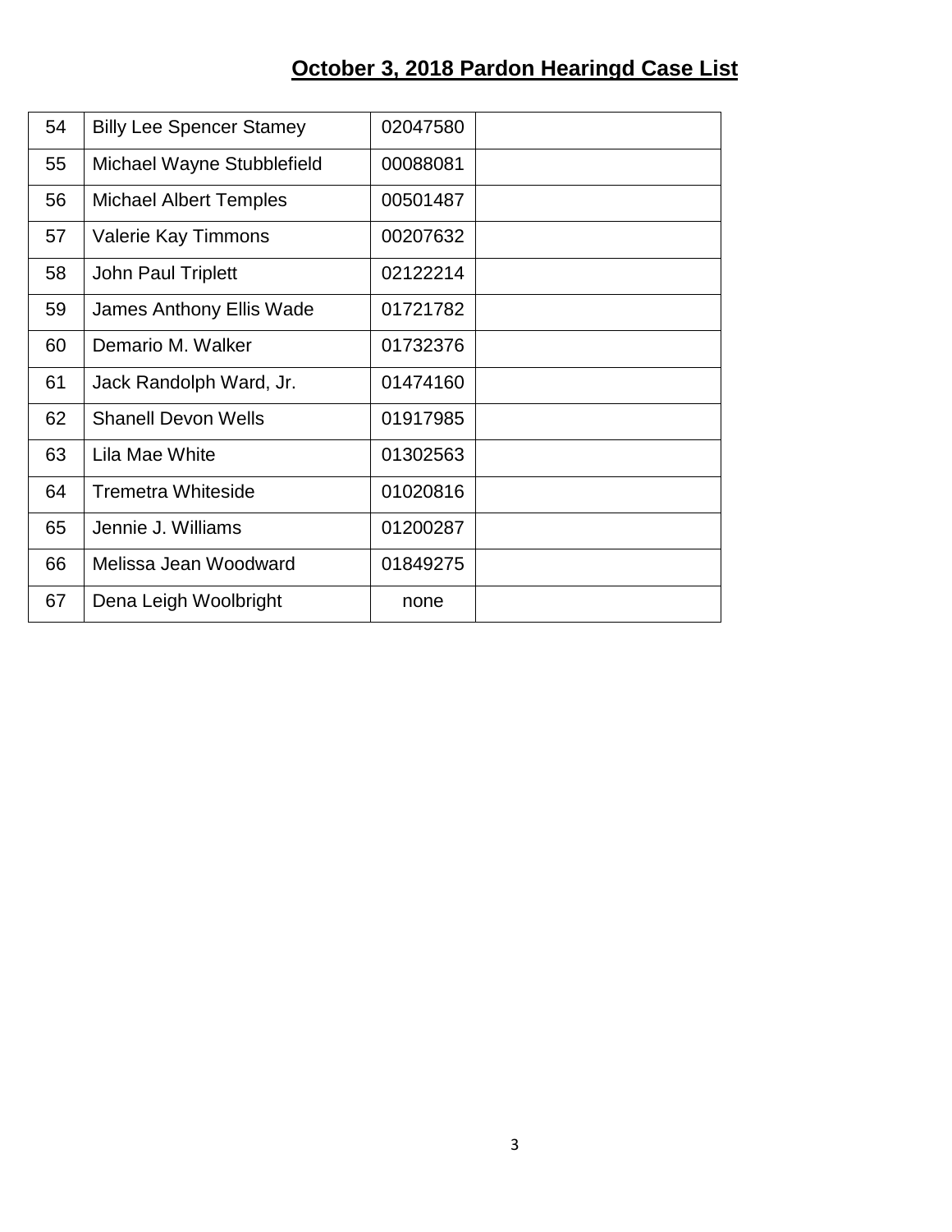# October 3, 2018 Pardon Hearingd Case List

| | | | |
|---|---|---|---|
| 54 | Billy Lee Spencer Stamey | 02047580 | |
| 55 | Michael Wayne Stubblefield | 00088081 | |
| 56 | Michael Albert Temples | 00501487 | |
| 57 | Valerie Kay Timmons | 00207632 | |
| 58 | John Paul Triplett | 02122214 | |
| 59 | James Anthony Ellis Wade | 01721782 | |
| 60 | Demario M. Walker | 01732376 | |
| 61 | Jack Randolph Ward, Jr. | 01474160 | |
| 62 | Shanell Devon Wells | 01917985 | |
| 63 | Lila Mae White | 01302563 | |
| 64 | Tremetra Whiteside | 01020816 | |
| 65 | Jennie J. Williams | 01200287 | |
| 66 | Melissa Jean Woodward | 01849275 | |
| 67 | Dena Leigh Woolbright | none | |